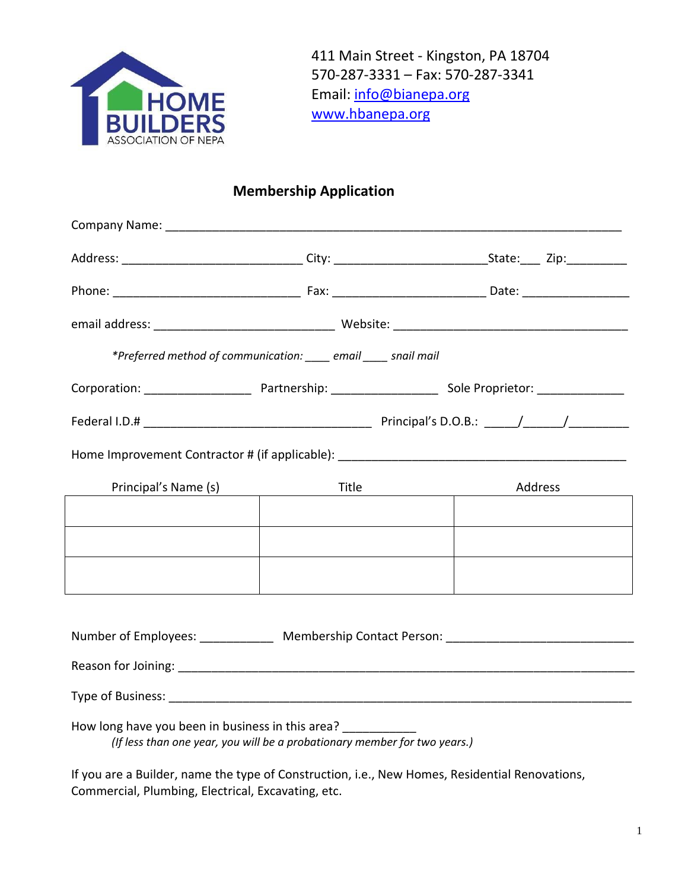HOME BUILDERS ASSOCIATION OF NEPA

411 Main Street - Kingston, PA 18704
570-287-3331 – Fax: 570-287-3341
Email: info@bianepa.org
www.hbanepa.org

## Membership Application

Company Name: ____________________________________________________________________

Address: ___________________________ City: ______________________State:___ Zip:_________

Phone: ____________________________ Fax: ______________________ Date: ________________

email address: ___________________________ Website: ___________________________________

*\*Preferred method of communication: ____ email ____ snail mail*

Corporation: ________________ Partnership: ________________ Sole Proprietor: _____________

Federal I.D.# __________________________________ Principal's D.O.B.: _____/______/_________

Home Improvement Contractor # (if applicable): ___________________________________________

| Principal's Name (s) | Title | Address |
|---|---|---|
| | | |
| | | |
| | | |

Number of Employees: ___________ Membership Contact Person: ___________________________

Reason for Joining: _____________________________________________________________________

Type of Business: _______________________________________________________________________

How long have you been in business in this area? ___________
*(If less than one year, you will be a probationary member for two years.)*

If you are a Builder, name the type of Construction, i.e., New Homes, Residential Renovations, Commercial, Plumbing, Electrical, Excavating, etc.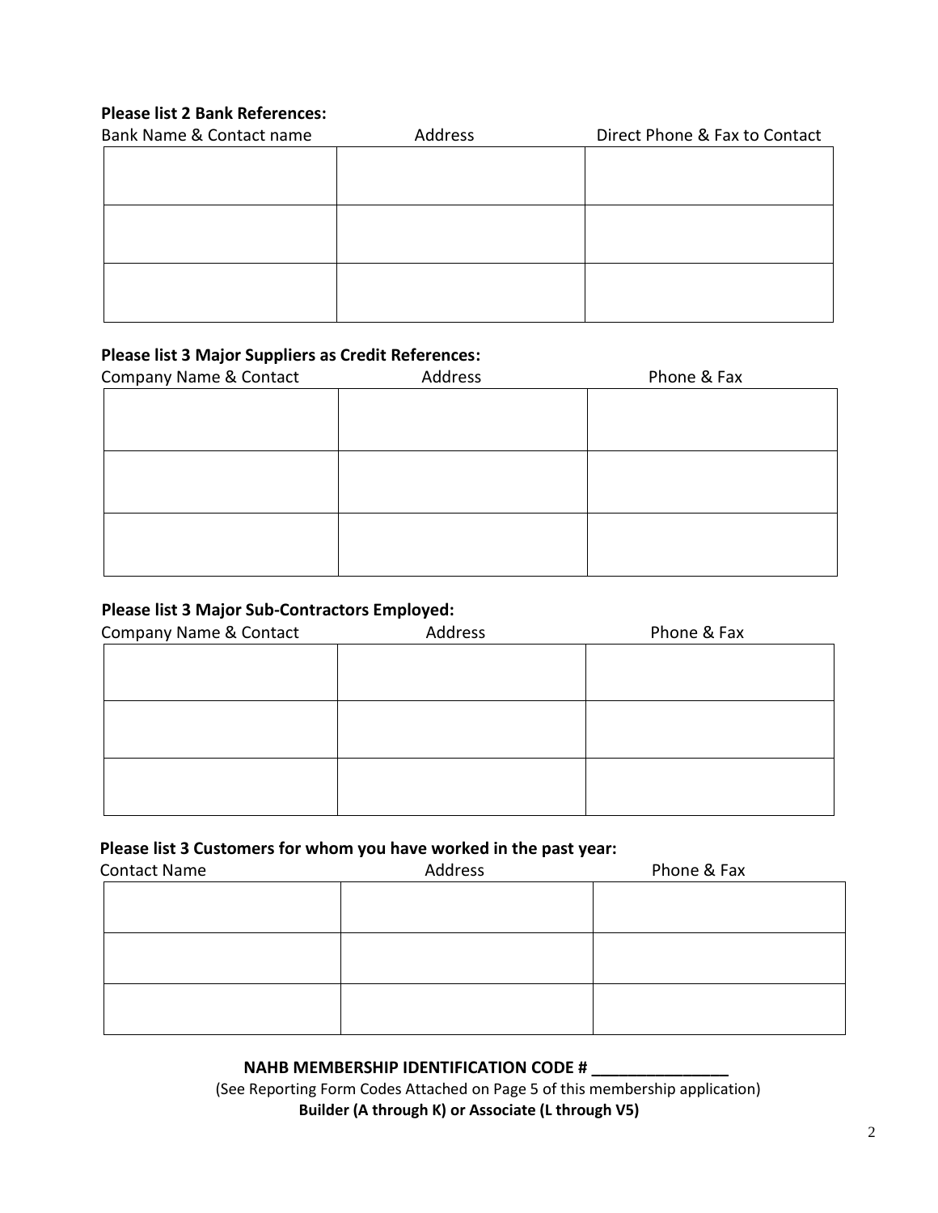**Please list 2 Bank References:**

| Bank Name & Contact name | Address | Direct Phone & Fax to Contact |
| --- | --- | --- |
| | | |
| | | |
| | | |

**Please list 3 Major Suppliers as Credit References:**

| Company Name & Contact | Address | Phone & Fax |
| --- | --- | --- |
| | | |
| | | |
| | | |

**Please list 3 Major Sub-Contractors Employed:**

| Company Name & Contact | Address | Phone & Fax |
| --- | --- | --- |
| | | |
| | | |
| | | |

**Please list 3 Customers for whom you have worked in the past year:**

| Contact Name | Address | Phone & Fax |
| --- | --- | --- |
| | | |
| | | |
| | | |

**NAHB MEMBERSHIP IDENTIFICATION CODE # _______________**

(See Reporting Form Codes Attached on Page 5 of this membership application)

**Builder (A through K) or Associate (L through V5)**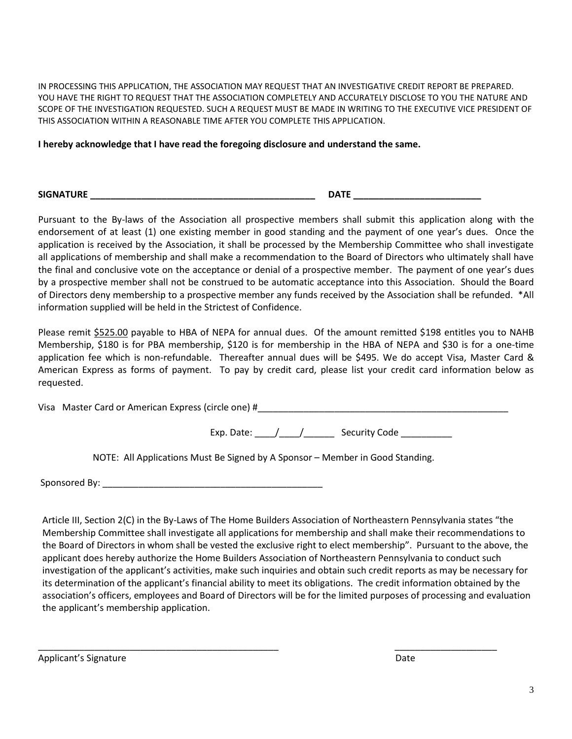IN PROCESSING THIS APPLICATION, THE ASSOCIATION MAY REQUEST THAT AN INVESTIGATIVE CREDIT REPORT BE PREPARED. YOU HAVE THE RIGHT TO REQUEST THAT THE ASSOCIATION COMPLETELY AND ACCURATELY DISCLOSE TO YOU THE NATURE AND SCOPE OF THE INVESTIGATION REQUESTED. SUCH A REQUEST MUST BE MADE IN WRITING TO THE EXECUTIVE VICE PRESIDENT OF THIS ASSOCIATION WITHIN A REASONABLE TIME AFTER YOU COMPLETE THIS APPLICATION.

**I hereby acknowledge that I have read the foregoing disclosure and understand the same.**

**SIGNATURE \_\_\_\_\_\_\_\_\_\_\_\_\_\_\_\_\_\_\_\_\_\_\_\_\_\_\_\_\_\_\_\_\_\_\_\_\_\_\_\_\_\_\_\_ DATE \_\_\_\_\_\_\_\_\_\_\_\_\_\_\_\_\_\_\_\_\_\_\_\_\_**

Pursuant to the By-laws of the Association all prospective members shall submit this application along with the endorsement of at least (1) one existing member in good standing and the payment of one year's dues. Once the application is received by the Association, it shall be processed by the Membership Committee who shall investigate all applications of membership and shall make a recommendation to the Board of Directors who ultimately shall have the final and conclusive vote on the acceptance or denial of a prospective member. The payment of one year's dues by a prospective member shall not be construed to be automatic acceptance into this Association. Should the Board of Directors deny membership to a prospective member any funds received by the Association shall be refunded. *All information supplied will be held in the Strictest of Confidence.

Please remit $525.00 payable to HBA of NEPA for annual dues. Of the amount remitted $198 entitles you to NAHB Membership, $180 is for PBA membership, $120 is for membership in the HBA of NEPA and $30 is for a one-time application fee which is non-refundable. Thereafter annual dues will be $495. We do accept Visa, Master Card & American Express as forms of payment. To pay by credit card, please list your credit card information below as requested.

Visa Master Card or American Express (circle one) #\_\_\_\_\_\_\_\_\_\_\_\_\_\_\_\_\_\_\_\_\_\_\_\_\_\_\_\_\_\_\_\_\_\_\_\_\_\_\_\_\_\_\_\_\_\_\_\_\_\_

Exp. Date: \_\_\_\_/\_\_\_\_/\_\_\_\_\_\_ Security Code \_\_\_\_\_\_\_\_\_\_

NOTE: All Applications Must Be Signed by A Sponsor – Member in Good Standing.

Sponsored By: \_\_\_\_\_\_\_\_\_\_\_\_\_\_\_\_\_\_\_\_\_\_\_\_\_\_\_\_\_\_\_\_\_\_\_\_\_\_\_\_\_\_\_\_

Article III, Section 2(C) in the By-Laws of The Home Builders Association of Northeastern Pennsylvania states "the Membership Committee shall investigate all applications for membership and shall make their recommendations to the Board of Directors in whom shall be vested the exclusive right to elect membership". Pursuant to the above, the applicant does hereby authorize the Home Builders Association of Northeastern Pennsylvania to conduct such investigation of the applicant's activities, make such inquiries and obtain such credit reports as may be necessary for its determination of the applicant's financial ability to meet its obligations. The credit information obtained by the association's officers, employees and Board of Directors will be for the limited purposes of processing and evaluation the applicant's membership application.

\_\_\_\_\_\_\_\_\_\_\_\_\_\_\_\_\_\_\_\_\_\_\_\_\_\_\_\_\_\_\_\_\_\_\_\_\_\_\_\_\_\_\_\_\_\_\_\_ \_\_\_\_\_\_\_\_\_\_\_\_\_\_\_\_\_\_\_\_\_

Applicant's Signature Date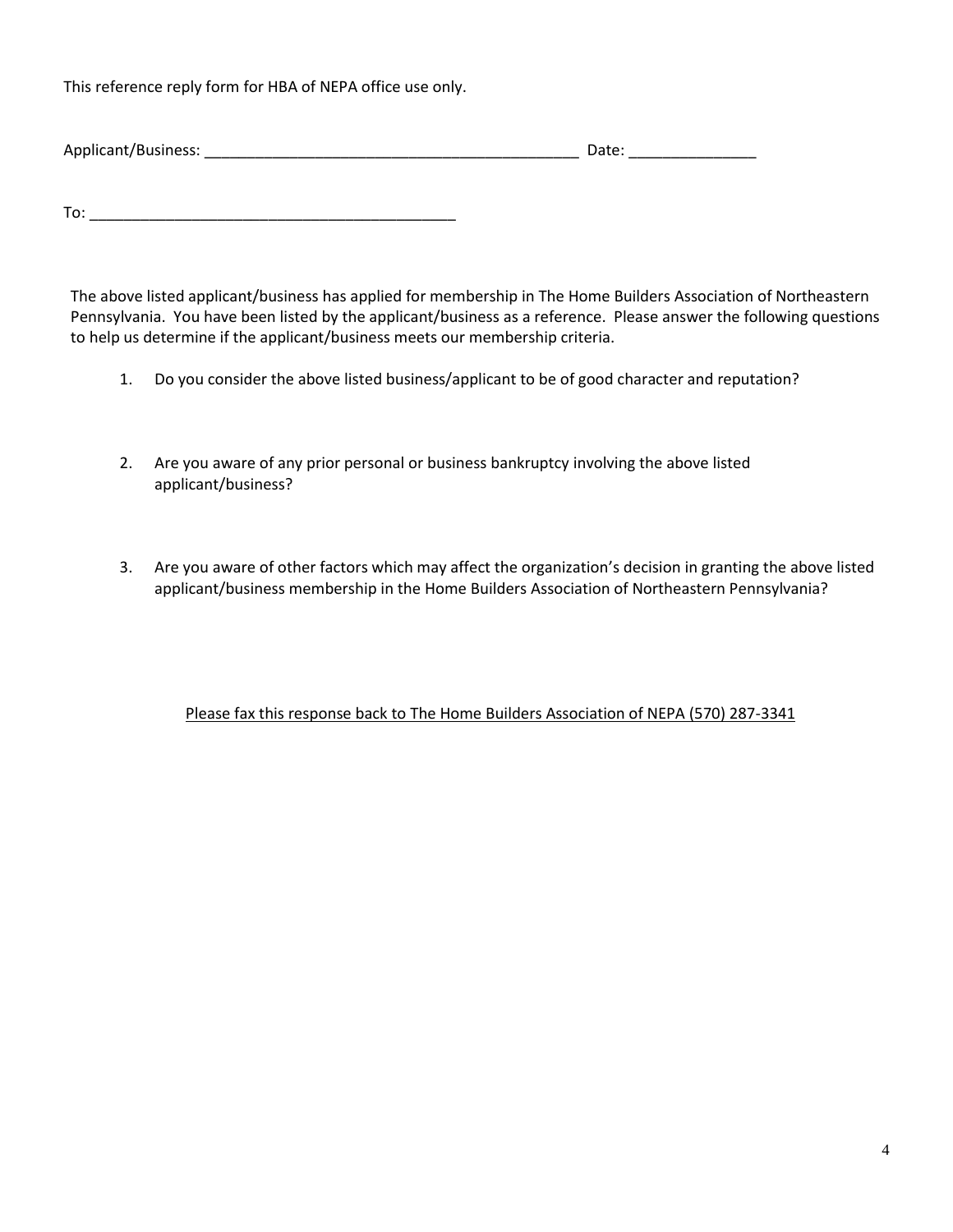This reference reply form for HBA of NEPA office use only.

Applicant/Business: _____________________________________________ Date: _______________

To: ____________________________________________

The above listed applicant/business has applied for membership in The Home Builders Association of Northeastern Pennsylvania. You have been listed by the applicant/business as a reference. Please answer the following questions to help us determine if the applicant/business meets our membership criteria.

1. Do you consider the above listed business/applicant to be of good character and reputation?

2. Are you aware of any prior personal or business bankruptcy involving the above listed applicant/business?

3. Are you aware of other factors which may affect the organization's decision in granting the above listed applicant/business membership in the Home Builders Association of Northeastern Pennsylvania?

<u>Please fax this response back to The Home Builders Association of NEPA (570) 287-3341</u>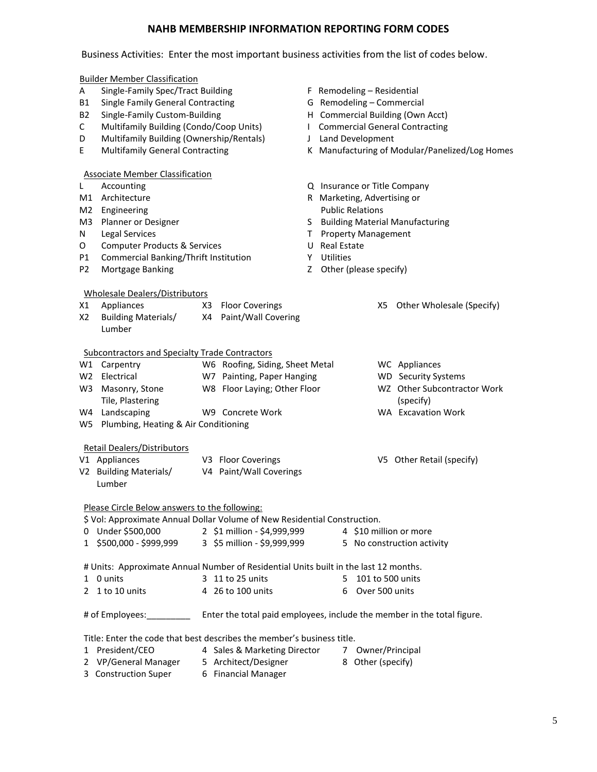# NAHB MEMBERSHIP INFORMATION REPORTING FORM CODES

Business Activities: Enter the most important business activities from the list of codes below.

**Builder Member Classification**

- A Single-Family Spec/Tract Building
- B1 Single Family General Contracting
- B2 Single-Family Custom-Building
- C Multifamily Building (Condo/Coop Units)
- D Multifamily Building (Ownership/Rentals)
- E Multifamily General Contracting
- F Remodeling – Residential
- G Remodeling – Commercial
- H Commercial Building (Own Acct)
- I Commercial General Contracting
- J Land Development
- K Manufacturing of Modular/Panelized/Log Homes

**Associate Member Classification**

- L Accounting
- M1 Architecture
- M2 Engineering
- M3 Planner or Designer
- N Legal Services
- O Computer Products & Services
- P1 Commercial Banking/Thrift Institution
- P2 Mortgage Banking
- Q Insurance or Title Company
- R Marketing, Advertising or Public Relations
- S Building Material Manufacturing
- T Property Management
- U Real Estate
- Y Utilities
- Z Other (please specify)

**Wholesale Dealers/Distributors**

- X1 Appliances
- X2 Building Materials/ Lumber
- X3 Floor Coverings
- X4 Paint/Wall Covering
- X5 Other Wholesale (Specify)

**Subcontractors and Specialty Trade Contractors**

- W1 Carpentry
- W2 Electrical
- W3 Masonry, Stone Tile, Plastering
- W4 Landscaping
- W5 Plumbing, Heating & Air Conditioning
- W6 Roofing, Siding, Sheet Metal
- W7 Painting, Paper Hanging
- W8 Floor Laying; Other Floor
- W9 Concrete Work
- WC Appliances
- WD Security Systems
- WZ Other Subcontractor Work (specify)
- WA Excavation Work

**Retail Dealers/Distributors**

- V1 Appliances
- V2 Building Materials/ Lumber
- V3 Floor Coverings
- V4 Paint/Wall Coverings
- V5 Other Retail (specify)

**Please Circle Below answers to the following:**

$ Vol: Approximate Annual Dollar Volume of New Residential Construction.

- 0 Under $500,000
- 1 $500,000 - $999,999
- 2 $1 million - $4,999,999
- 3 $5 million - $9,999,999
- 4 $10 million or more
- 5 No construction activity

# Units: Approximate Annual Number of Residential Units built in the last 12 months.

- 1 0 units
- 2 1 to 10 units
- 3 11 to 25 units
- 4 26 to 100 units
- 5 101 to 500 units
- 6 Over 500 units

# of Employees:_________ Enter the total paid employees, include the member in the total figure.

Title: Enter the code that best describes the member's business title.

- 1 President/CEO
- 2 VP/General Manager
- 3 Construction Super
- 4 Sales & Marketing Director
- 5 Architect/Designer
- 6 Financial Manager
- 7 Owner/Principal
- 8 Other (specify)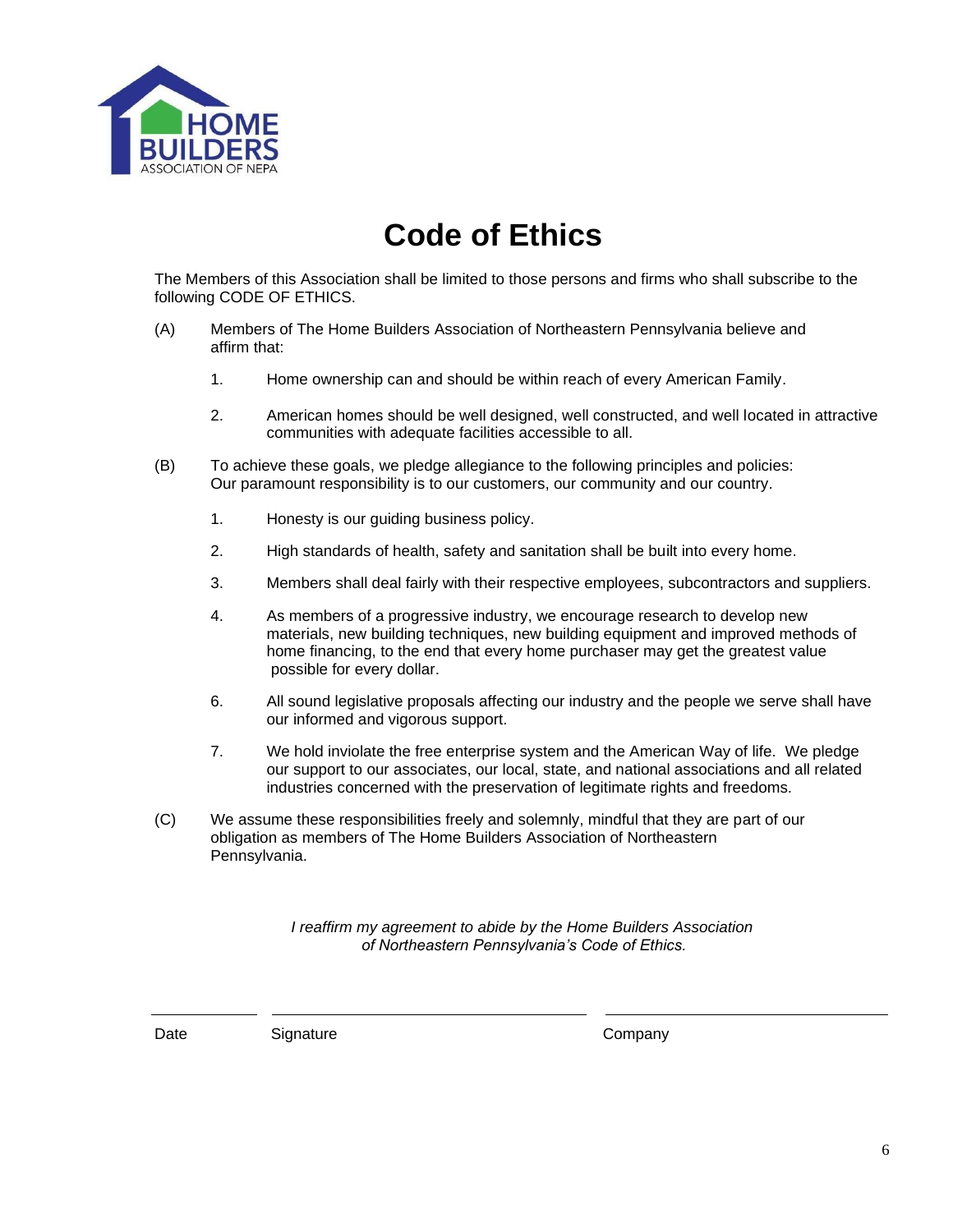HOME BUILDERS ASSOCIATION OF NEPA

# Code of Ethics

The Members of this Association shall be limited to those persons and firms who shall subscribe to the following CODE OF ETHICS.

(A) Members of The Home Builders Association of Northeastern Pennsylvania believe and affirm that:

1. Home ownership can and should be within reach of every American Family.

2. American homes should be well designed, well constructed, and well located in attractive communities with adequate facilities accessible to all.

(B) To achieve these goals, we pledge allegiance to the following principles and policies: Our paramount responsibility is to our customers, our community and our country.

1. Honesty is our guiding business policy.

2. High standards of health, safety and sanitation shall be built into every home.

3. Members shall deal fairly with their respective employees, subcontractors and suppliers.

4. As members of a progressive industry, we encourage research to develop new materials, new building techniques, new building equipment and improved methods of home financing, to the end that every home purchaser may get the greatest value possible for every dollar.

6. All sound legislative proposals affecting our industry and the people we serve shall have our informed and vigorous support.

7. We hold inviolate the free enterprise system and the American Way of life. We pledge our support to our associates, our local, state, and national associations and all related industries concerned with the preservation of legitimate rights and freedoms.

(C) We assume these responsibilities freely and solemnly, mindful that they are part of our obligation as members of The Home Builders Association of Northeastern Pennsylvania.

*I reaffirm my agreement to abide by the Home Builders Association of Northeastern Pennsylvania's Code of Ethics.*

\_\_\_\_\_\_\_\_\_\_ \_\_\_\_\_\_\_\_\_\_\_\_\_\_\_\_\_\_\_\_\_\_\_\_\_\_\_\_\_\_ \_\_\_\_\_\_\_\_\_\_\_\_\_\_\_\_\_\_\_\_\_\_\_\_\_\_\_\_

Date Signature Company